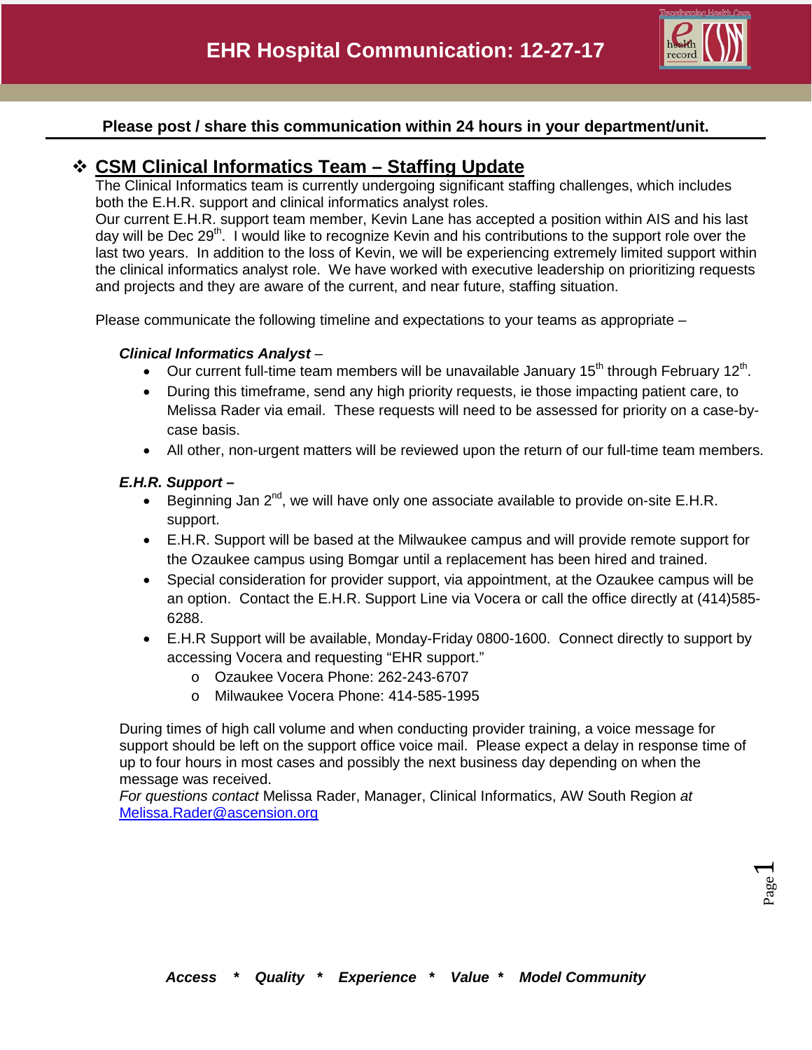# EHR Hospital Communication: 12-27-17

**Please post / share this communication within 24 hours in your department/unit.**

## ❖ CSM Clinical Informatics Team – Staffing Update

The Clinical Informatics team is currently undergoing significant staffing challenges, which includes both the E.H.R. support and clinical informatics analyst roles.
Our current E.H.R. support team member, Kevin Lane has accepted a position within AIS and his last day will be Dec 29th. I would like to recognize Kevin and his contributions to the support role over the last two years. In addition to the loss of Kevin, we will be experiencing extremely limited support within the clinical informatics analyst role. We have worked with executive leadership on prioritizing requests and projects and they are aware of the current, and near future, staffing situation.

Please communicate the following timeline and expectations to your teams as appropriate –

***Clinical Informatics Analyst*** –

- Our current full-time team members will be unavailable January 15th through February 12th.
- During this timeframe, send any high priority requests, ie those impacting patient care, to Melissa Rader via email. These requests will need to be assessed for priority on a case-by-case basis.
- All other, non-urgent matters will be reviewed upon the return of our full-time team members.

***E.H.R. Support –***

- Beginning Jan 2nd, we will have only one associate available to provide on-site E.H.R. support.
- E.H.R. Support will be based at the Milwaukee campus and will provide remote support for the Ozaukee campus using Bomgar until a replacement has been hired and trained.
- Special consideration for provider support, via appointment, at the Ozaukee campus will be an option. Contact the E.H.R. Support Line via Vocera or call the office directly at (414)585-6288.
- E.H.R Support will be available, Monday-Friday 0800-1600. Connect directly to support by accessing Vocera and requesting "EHR support."
  - Ozaukee Vocera Phone: 262-243-6707
  - Milwaukee Vocera Phone: 414-585-1995

During times of high call volume and when conducting provider training, a voice message for support should be left on the support office voice mail. Please expect a delay in response time of up to four hours in most cases and possibly the next business day depending on when the message was received.
*For questions contact* Melissa Rader, Manager, Clinical Informatics, AW South Region *at* Melissa.Rader@ascension.org

***Access * Quality * Experience * Value * Model Community***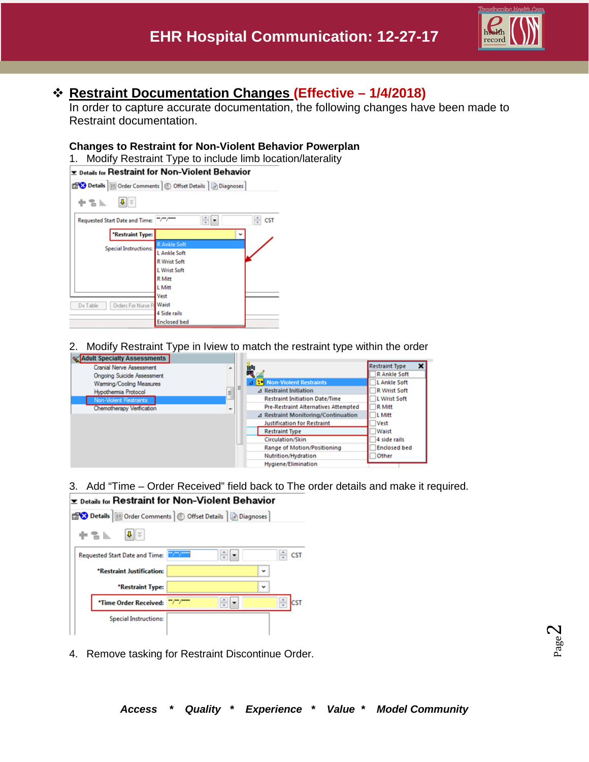# EHR Hospital Communication: 12-27-17

## ❖ Restraint Documentation Changes (Effective – 1/4/2018)

In order to capture accurate documentation, the following changes have been made to Restraint documentation.

### Changes to Restraint for Non-Violent Behavior Powerplan

1. Modify Restraint Type to include limb location/laterality

2. Modify Restraint Type in Iview to match the restraint type within the order

3. Add "Time – Order Received" field back to The order details and make it required.

4. Remove tasking for Restraint Discontinue Order.

***Access * Quality * Experience * Value * Model Community***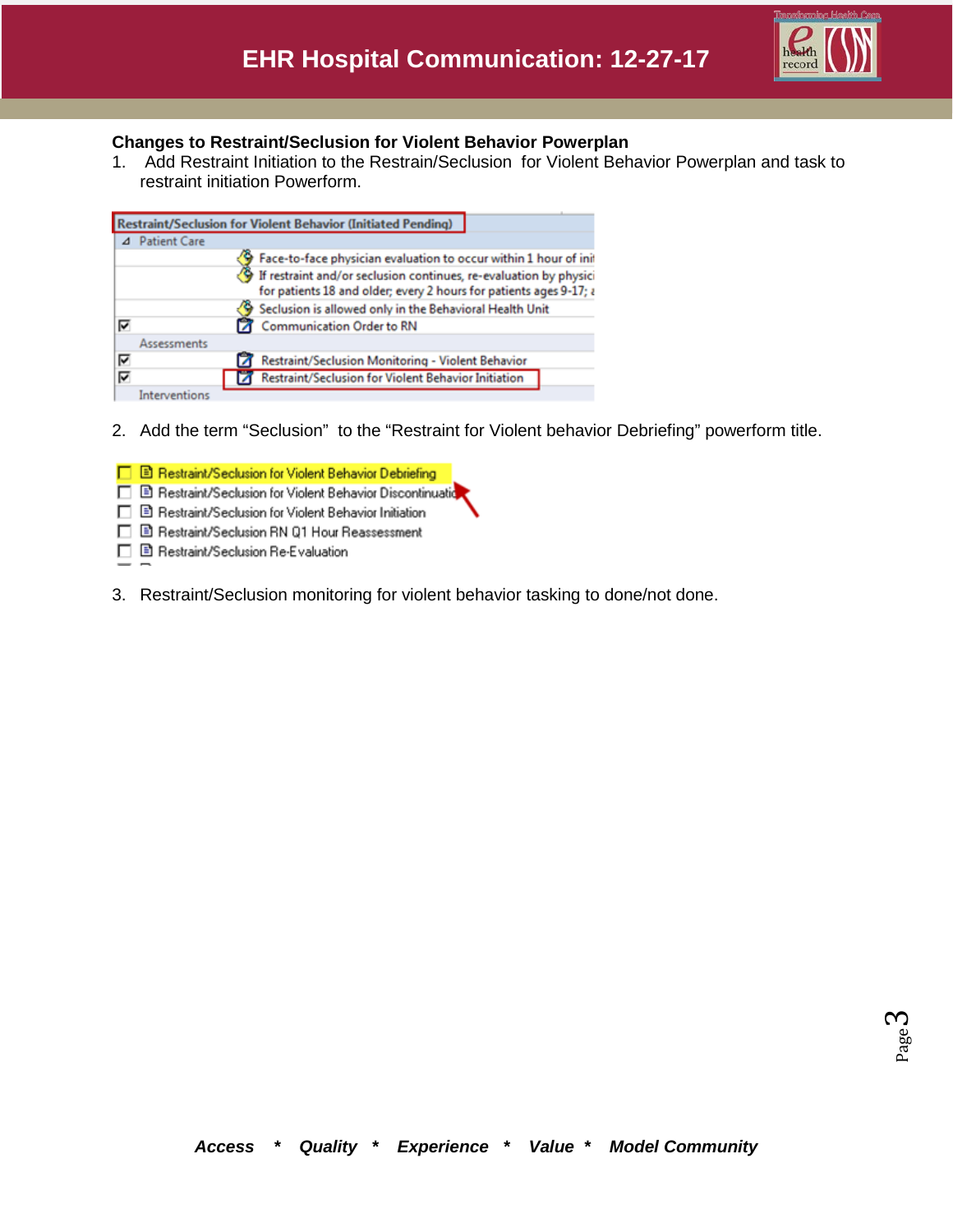**Changes to Restraint/Seclusion for Violent Behavior Powerplan**

1. Add Restraint Initiation to the Restrain/Seclusion for Violent Behavior Powerplan and task to restraint initiation Powerform.

Restraint/Seclusion for Violent Behavior (Initiated Pending)

- Patient Care
  - Face-to-face physician evaluation to occur within 1 hour of ini
  - If restraint and/or seclusion continues, re-evaluation by physici for patients 18 and older; every 2 hours for patients ages 9-17; a
  - Seclusion is allowed only in the Behavioral Health Unit
  - [x] Communication Order to RN
- Assessments
  - [x] Restraint/Seclusion Monitoring - Violent Behavior
  - [x] Restraint/Seclusion for Violent Behavior Initiation
- Interventions

2. Add the term “Seclusion” to the “Restraint for Violent behavior Debriefing” powerform title.

- [ ] Restraint/Seclusion for Violent Behavior Debriefing
- [ ] Restraint/Seclusion for Violent Behavior Discontinuatio
- [ ] Restraint/Seclusion for Violent Behavior Initiation
- [ ] Restraint/Seclusion RN Q1 Hour Reassessment
- [ ] Restraint/Seclusion Re-Evaluation

3. Restraint/Seclusion monitoring for violent behavior tasking to done/not done.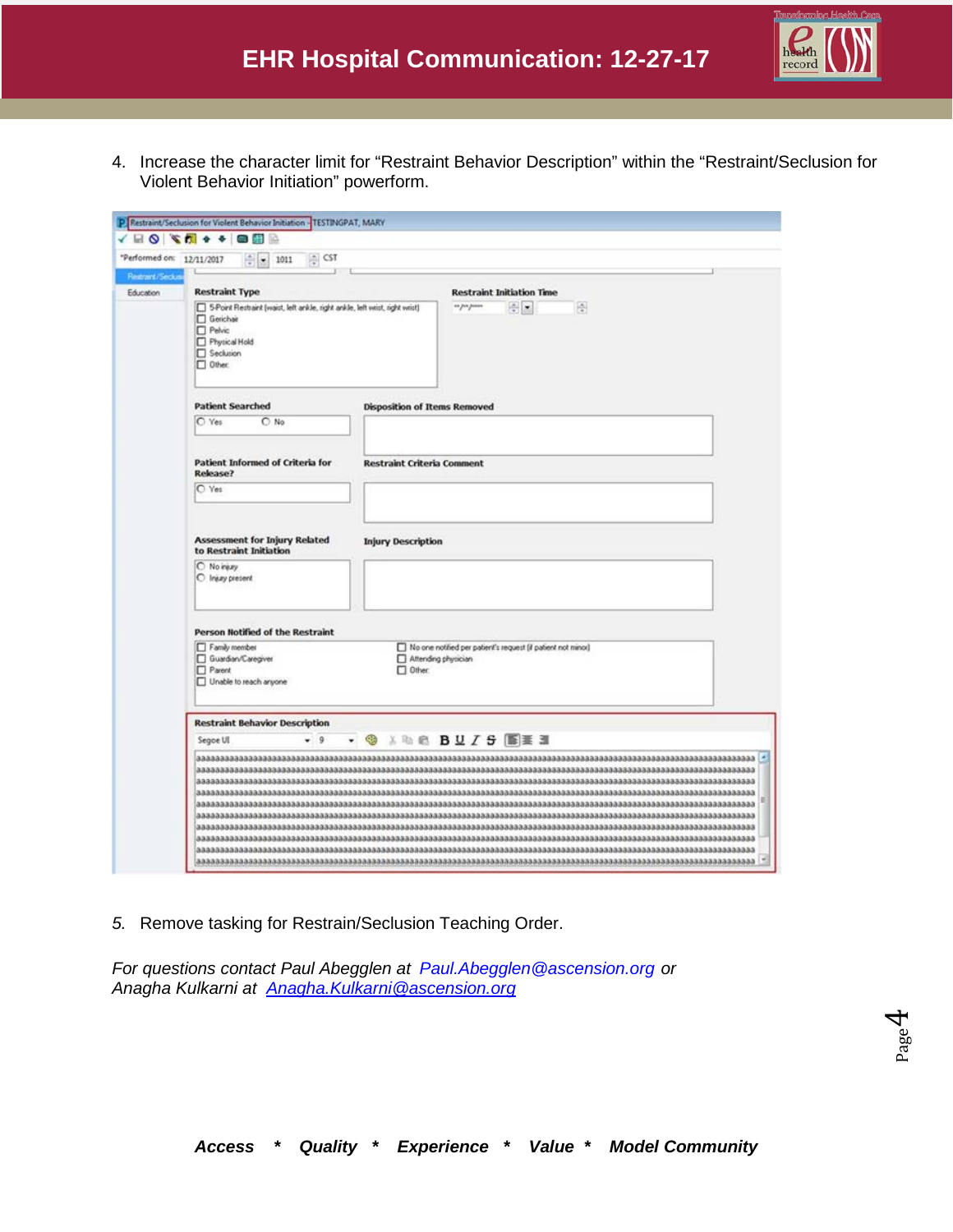4. Increase the character limit for “Restraint Behavior Description” within the “Restraint/Seclusion for Violent Behavior Initiation” powerform.

*5.* Remove tasking for Restrain/Seclusion Teaching Order.

*For questions contact Paul Abegglen at [Paul.Abegglen@ascension.org](mailto:Paul.Abegglen@ascension.org) or Anagha Kulkarni at [Anagha.Kulkarni@ascension.org](mailto:Anagha.Kulkarni@ascension.org)*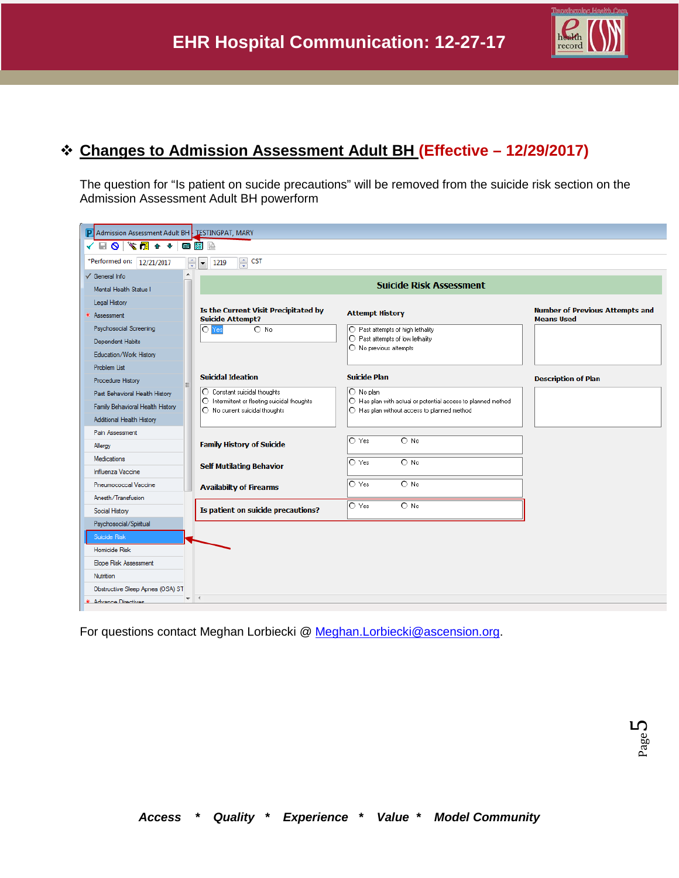# EHR Hospital Communication: 12-27-17

## ❖ Changes to Admission Assessment Adult BH (Effective – 12/29/2017)

The question for "Is patient on sucide precautions" will be removed from the suicide risk section on the Admission Assessment Adult BH powerform

Admission Assessment Adult BH - TESTINGPAT, MARY

*Performed on: 12/21/2017 1219 CST

General Info
Mental Health Status I
Legal History
Assessment
Psychosocial Screening
Dependent Habits
Education/Work History
Problem List
Procedure History
Past Behavioral Health History
Family Behavioral Health History
Additional Health History
Pain Assessment
Allergy
Medications
Influenza Vaccine
Pneumococcal Vaccine
Anesth/Transfusion
Social History
Psychosocial/Spiritual
Suicide Risk
Homicide Risk
Elope Risk Assessment
Nutrition
Obstructive Sleep Apnea (OSA) ST
Advance Directives

Suicide Risk Assessment

Is the Current Visit Precipitated by Suicide Attempt?
- Yes
- No

Attempt History
- Past attempts of high lethality
- Past attempts of low lethality
- No previous attempts

Number of Previous Attempts and Means Used

Suicidal Ideation
- Constant suicidal thoughts
- Intermittent or fleeting suicidal thoughts
- No current suicidal thoughts

Suicide Plan
- No plan
- Has plan with actual or potential access to planned method
- Has plan without access to planned method

Description of Plan

Family History of Suicide: Yes / No

Self Mutilating Behavior: Yes / No

Availabilty of Firearms: Yes / No

Is patient on suicide precautions?: Yes / No

For questions contact Meghan Lorbiecki @ Meghan.Lorbiecki@ascension.org.

*Access * Quality * Experience * Value * Model Community*